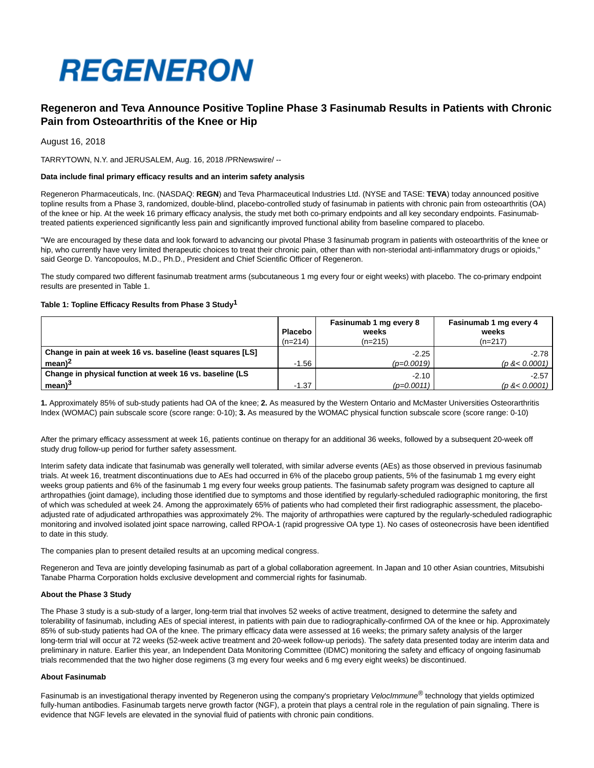# REGENERON

## Regeneron and Teva Announce Positive Topline Phase 3 Fasinumab Results in Patients with Chronic Pain from Osteoarthritis of the Knee or Hip

August 16, 2018

TARRYTOWN, N.Y. and JERUSALEM, Aug. 16, 2018 /PRNewswire/ --

**Data include final primary efficacy results and an interim safety analysis**

Regeneron Pharmaceuticals, Inc. (NASDAQ: **REGN**) and Teva Pharmaceutical Industries Ltd. (NYSE and TASE: **TEVA**) today announced positive topline results from a Phase 3, randomized, double-blind, placebo-controlled study of fasinumab in patients with chronic pain from osteoarthritis (OA) of the knee or hip. At the week 16 primary efficacy analysis, the study met both co-primary endpoints and all key secondary endpoints. Fasinumab-treated patients experienced significantly less pain and significantly improved functional ability from baseline compared to placebo.

"We are encouraged by these data and look forward to advancing our pivotal Phase 3 fasinumab program in patients with osteoarthritis of the knee or hip, who currently have very limited therapeutic choices to treat their chronic pain, other than with non-steriodal anti-inflammatory drugs or opioids," said George D. Yancopoulos, M.D., Ph.D., President and Chief Scientific Officer of Regeneron.

The study compared two different fasinumab treatment arms (subcutaneous 1 mg every four or eight weeks) with placebo. The co-primary endpoint results are presented in Table 1.

**Table 1: Topline Efficacy Results from Phase 3 Study[1]**

| | Placebo (n=214) | Fasinumab 1 mg every 8 weeks (n=215) | Fasinumab 1 mg every 4 weeks (n=217) |
|---|---|---|---|
| **Change in pain at week 16 vs. baseline (least squares [LS] mean)[2]** | -1.56 | -2.25 *(p=0.0019)* | -2.78 *(p &< 0.0001)* |
| **Change in physical function at week 16 vs. baseline (LS mean)[3]** | -1.37 | -2.10 *(p=0.0011)* | -2.57 *(p &< 0.0001)* |

**1.** Approximately 85% of sub-study patients had OA of the knee; **2.** As measured by the Western Ontario and McMaster Universities Osteoarthritis Index (WOMAC) pain subscale score (score range: 0-10); **3.** As measured by the WOMAC physical function subscale score (score range: 0-10)

After the primary efficacy assessment at week 16, patients continue on therapy for an additional 36 weeks, followed by a subsequent 20-week off study drug follow-up period for further safety assessment.

Interim safety data indicate that fasinumab was generally well tolerated, with similar adverse events (AEs) as those observed in previous fasinumab trials. At week 16, treatment discontinuations due to AEs had occurred in 6% of the placebo group patients, 5% of the fasinumab 1 mg every eight weeks group patients and 6% of the fasinumab 1 mg every four weeks group patients. The fasinumab safety program was designed to capture all arthropathies (joint damage), including those identified due to symptoms and those identified by regularly-scheduled radiographic monitoring, the first of which was scheduled at week 24. Among the approximately 65% of patients who had completed their first radiographic assessment, the placebo-adjusted rate of adjudicated arthropathies was approximately 2%. The majority of arthropathies were captured by the regularly-scheduled radiographic monitoring and involved isolated joint space narrowing, called RPOA-1 (rapid progressive OA type 1). No cases of osteonecrosis have been identified to date in this study.

The companies plan to present detailed results at an upcoming medical congress.

Regeneron and Teva are jointly developing fasinumab as part of a global collaboration agreement. In Japan and 10 other Asian countries, Mitsubishi Tanabe Pharma Corporation holds exclusive development and commercial rights for fasinumab.

**About the Phase 3 Study**

The Phase 3 study is a sub-study of a larger, long-term trial that involves 52 weeks of active treatment, designed to determine the safety and tolerability of fasinumab, including AEs of special interest, in patients with pain due to radiographically-confirmed OA of the knee or hip. Approximately 85% of sub-study patients had OA of the knee. The primary efficacy data were assessed at 16 weeks; the primary safety analysis of the larger long-term trial will occur at 72 weeks (52-week active treatment and 20-week follow-up periods). The safety data presented today are interim data and preliminary in nature. Earlier this year, an Independent Data Monitoring Committee (IDMC) monitoring the safety and efficacy of ongoing fasinumab trials recommended that the two higher dose regimens (3 mg every four weeks and 6 mg every eight weeks) be discontinued.

**About Fasinumab**

Fasinumab is an investigational therapy invented by Regeneron using the company's proprietary *VelocImmune®* technology that yields optimized fully-human antibodies. Fasinumab targets nerve growth factor (NGF), a protein that plays a central role in the regulation of pain signaling. There is evidence that NGF levels are elevated in the synovial fluid of patients with chronic pain conditions.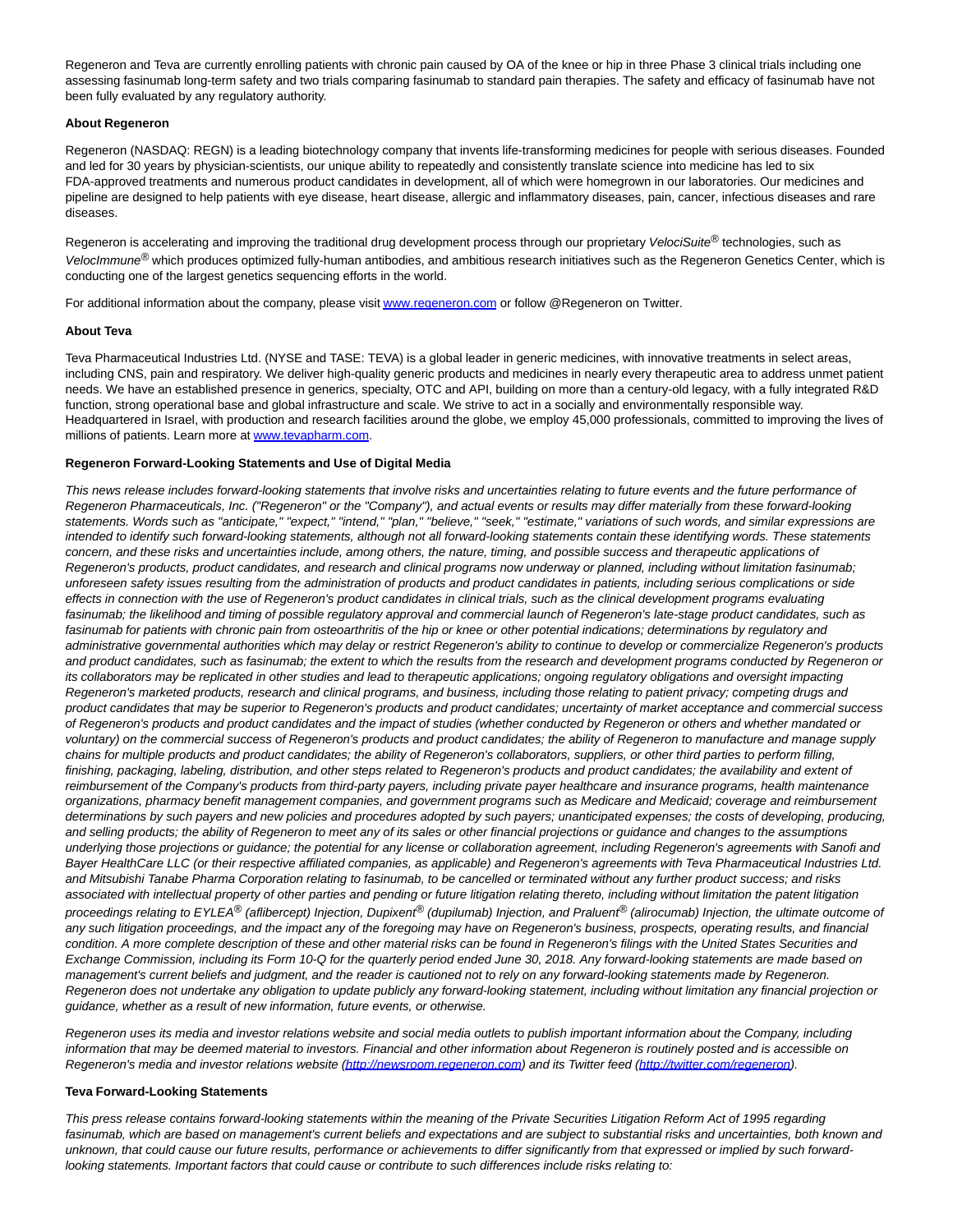Regeneron and Teva are currently enrolling patients with chronic pain caused by OA of the knee or hip in three Phase 3 clinical trials including one assessing fasinumab long-term safety and two trials comparing fasinumab to standard pain therapies. The safety and efficacy of fasinumab have not been fully evaluated by any regulatory authority.

**About Regeneron**

Regeneron (NASDAQ: REGN) is a leading biotechnology company that invents life-transforming medicines for people with serious diseases. Founded and led for 30 years by physician-scientists, our unique ability to repeatedly and consistently translate science into medicine has led to six FDA-approved treatments and numerous product candidates in development, all of which were homegrown in our laboratories. Our medicines and pipeline are designed to help patients with eye disease, heart disease, allergic and inflammatory diseases, pain, cancer, infectious diseases and rare diseases.

Regeneron is accelerating and improving the traditional drug development process through our proprietary *VelociSuite*® technologies, such as *VelocImmune*® which produces optimized fully-human antibodies, and ambitious research initiatives such as the Regeneron Genetics Center, which is conducting one of the largest genetics sequencing efforts in the world.

For additional information about the company, please visit www.regeneron.com or follow @Regeneron on Twitter.

**About Teva**

Teva Pharmaceutical Industries Ltd. (NYSE and TASE: TEVA) is a global leader in generic medicines, with innovative treatments in select areas, including CNS, pain and respiratory. We deliver high-quality generic products and medicines in nearly every therapeutic area to address unmet patient needs. We have an established presence in generics, specialty, OTC and API, building on more than a century-old legacy, with a fully integrated R&D function, strong operational base and global infrastructure and scale. We strive to act in a socially and environmentally responsible way. Headquartered in Israel, with production and research facilities around the globe, we employ 45,000 professionals, committed to improving the lives of millions of patients. Learn more at www.tevapharm.com.

**Regeneron Forward-Looking Statements and Use of Digital Media**

*This news release includes forward-looking statements that involve risks and uncertainties relating to future events and the future performance of Regeneron Pharmaceuticals, Inc. ("Regeneron" or the "Company"), and actual events or results may differ materially from these forward-looking statements. Words such as "anticipate," "expect," "intend," "plan," "believe," "seek," "estimate," variations of such words, and similar expressions are intended to identify such forward-looking statements, although not all forward-looking statements contain these identifying words. These statements concern, and these risks and uncertainties include, among others, the nature, timing, and possible success and therapeutic applications of Regeneron's products, product candidates, and research and clinical programs now underway or planned, including without limitation fasinumab; unforeseen safety issues resulting from the administration of products and product candidates in patients, including serious complications or side effects in connection with the use of Regeneron's product candidates in clinical trials, such as the clinical development programs evaluating fasinumab; the likelihood and timing of possible regulatory approval and commercial launch of Regeneron's late-stage product candidates, such as fasinumab for patients with chronic pain from osteoarthritis of the hip or knee or other potential indications; determinations by regulatory and administrative governmental authorities which may delay or restrict Regeneron's ability to continue to develop or commercialize Regeneron's products and product candidates, such as fasinumab; the extent to which the results from the research and development programs conducted by Regeneron or its collaborators may be replicated in other studies and lead to therapeutic applications; ongoing regulatory obligations and oversight impacting Regeneron's marketed products, research and clinical programs, and business, including those relating to patient privacy; competing drugs and product candidates that may be superior to Regeneron's products and product candidates; uncertainty of market acceptance and commercial success of Regeneron's products and product candidates and the impact of studies (whether conducted by Regeneron or others and whether mandated or voluntary) on the commercial success of Regeneron's products and product candidates; the ability of Regeneron to manufacture and manage supply chains for multiple products and product candidates; the ability of Regeneron's collaborators, suppliers, or other third parties to perform filling, finishing, packaging, labeling, distribution, and other steps related to Regeneron's products and product candidates; the availability and extent of reimbursement of the Company's products from third-party payers, including private payer healthcare and insurance programs, health maintenance organizations, pharmacy benefit management companies, and government programs such as Medicare and Medicaid; coverage and reimbursement determinations by such payers and new policies and procedures adopted by such payers; unanticipated expenses; the costs of developing, producing, and selling products; the ability of Regeneron to meet any of its sales or other financial projections or guidance and changes to the assumptions underlying those projections or guidance; the potential for any license or collaboration agreement, including Regeneron's agreements with Sanofi and Bayer HealthCare LLC (or their respective affiliated companies, as applicable) and Regeneron's agreements with Teva Pharmaceutical Industries Ltd. and Mitsubishi Tanabe Pharma Corporation relating to fasinumab, to be cancelled or terminated without any further product success; and risks associated with intellectual property of other parties and pending or future litigation relating thereto, including without limitation the patent litigation proceedings relating to EYLEA® (aflibercept) Injection, Dupixent® (dupilumab) Injection, and Praluent® (alirocumab) Injection, the ultimate outcome of any such litigation proceedings, and the impact any of the foregoing may have on Regeneron's business, prospects, operating results, and financial condition. A more complete description of these and other material risks can be found in Regeneron's filings with the United States Securities and Exchange Commission, including its Form 10-Q for the quarterly period ended June 30, 2018. Any forward-looking statements are made based on management's current beliefs and judgment, and the reader is cautioned not to rely on any forward-looking statements made by Regeneron. Regeneron does not undertake any obligation to update publicly any forward-looking statement, including without limitation any financial projection or guidance, whether as a result of new information, future events, or otherwise.*

*Regeneron uses its media and investor relations website and social media outlets to publish important information about the Company, including information that may be deemed material to investors. Financial and other information about Regeneron is routinely posted and is accessible on Regeneron's media and investor relations website (http://newsroom.regeneron.com) and its Twitter feed (http://twitter.com/regeneron).*

**Teva Forward-Looking Statements**

*This press release contains forward-looking statements within the meaning of the Private Securities Litigation Reform Act of 1995 regarding fasinumab, which are based on management's current beliefs and expectations and are subject to substantial risks and uncertainties, both known and unknown, that could cause our future results, performance or achievements to differ significantly from that expressed or implied by such forward-looking statements. Important factors that could cause or contribute to such differences include risks relating to:*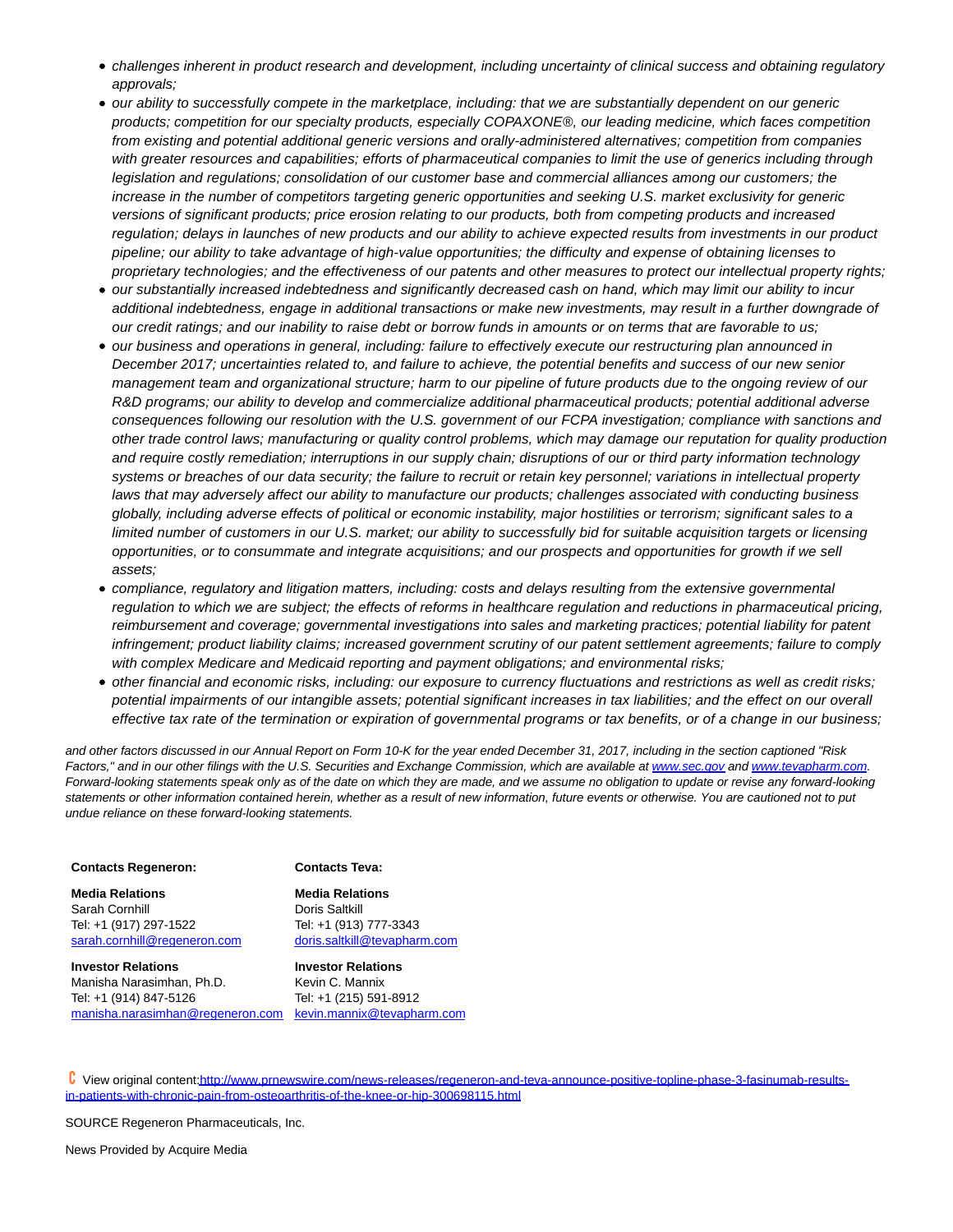- *challenges inherent in product research and development, including uncertainty of clinical success and obtaining regulatory approvals;*
- *our ability to successfully compete in the marketplace, including: that we are substantially dependent on our generic products; competition for our specialty products, especially COPAXONE®, our leading medicine, which faces competition from existing and potential additional generic versions and orally-administered alternatives; competition from companies with greater resources and capabilities; efforts of pharmaceutical companies to limit the use of generics including through legislation and regulations; consolidation of our customer base and commercial alliances among our customers; the increase in the number of competitors targeting generic opportunities and seeking U.S. market exclusivity for generic versions of significant products; price erosion relating to our products, both from competing products and increased regulation; delays in launches of new products and our ability to achieve expected results from investments in our product pipeline; our ability to take advantage of high-value opportunities; the difficulty and expense of obtaining licenses to proprietary technologies; and the effectiveness of our patents and other measures to protect our intellectual property rights;*
- *our substantially increased indebtedness and significantly decreased cash on hand, which may limit our ability to incur additional indebtedness, engage in additional transactions or make new investments, may result in a further downgrade of our credit ratings; and our inability to raise debt or borrow funds in amounts or on terms that are favorable to us;*
- *our business and operations in general, including: failure to effectively execute our restructuring plan announced in December 2017; uncertainties related to, and failure to achieve, the potential benefits and success of our new senior management team and organizational structure; harm to our pipeline of future products due to the ongoing review of our R&D programs; our ability to develop and commercialize additional pharmaceutical products; potential additional adverse consequences following our resolution with the U.S. government of our FCPA investigation; compliance with sanctions and other trade control laws; manufacturing or quality control problems, which may damage our reputation for quality production and require costly remediation; interruptions in our supply chain; disruptions of our or third party information technology systems or breaches of our data security; the failure to recruit or retain key personnel; variations in intellectual property laws that may adversely affect our ability to manufacture our products; challenges associated with conducting business globally, including adverse effects of political or economic instability, major hostilities or terrorism; significant sales to a limited number of customers in our U.S. market; our ability to successfully bid for suitable acquisition targets or licensing opportunities, or to consummate and integrate acquisitions; and our prospects and opportunities for growth if we sell assets;*
- *compliance, regulatory and litigation matters, including: costs and delays resulting from the extensive governmental regulation to which we are subject; the effects of reforms in healthcare regulation and reductions in pharmaceutical pricing, reimbursement and coverage; governmental investigations into sales and marketing practices; potential liability for patent infringement; product liability claims; increased government scrutiny of our patent settlement agreements; failure to comply with complex Medicare and Medicaid reporting and payment obligations; and environmental risks;*
- *other financial and economic risks, including: our exposure to currency fluctuations and restrictions as well as credit risks; potential impairments of our intangible assets; potential significant increases in tax liabilities; and the effect on our overall effective tax rate of the termination or expiration of governmental programs or tax benefits, or of a change in our business;*

*and other factors discussed in our Annual Report on Form 10-K for the year ended December 31, 2017, including in the section captioned "Risk Factors," and in our other filings with the U.S. Securities and Exchange Commission, which are available at www.sec.gov and www.tevapharm.com. Forward-looking statements speak only as of the date on which they are made, and we assume no obligation to update or revise any forward-looking statements or other information contained herein, whether as a result of new information, future events or otherwise. You are cautioned not to put undue reliance on these forward-looking statements.*

**Contacts Regeneron:**

**Media Relations**
Sarah Cornhill
Tel: +1 (917) 297-1522
sarah.cornhill@regeneron.com

**Investor Relations**
Manisha Narasimhan, Ph.D.
Tel: +1 (914) 847-5126
manisha.narasimhan@regeneron.com

**Contacts Teva:**

**Media Relations**
Doris Saltkill
Tel: +1 (913) 777-3343
doris.saltkill@tevapharm.com

**Investor Relations**
Kevin C. Mannix
Tel: +1 (215) 591-8912
kevin.mannix@tevapharm.com

View original content:http://www.prnewswire.com/news-releases/regeneron-and-teva-announce-positive-topline-phase-3-fasinumab-results-in-patients-with-chronic-pain-from-osteoarthritis-of-the-knee-or-hip-300698115.html

SOURCE Regeneron Pharmaceuticals, Inc.

News Provided by Acquire Media